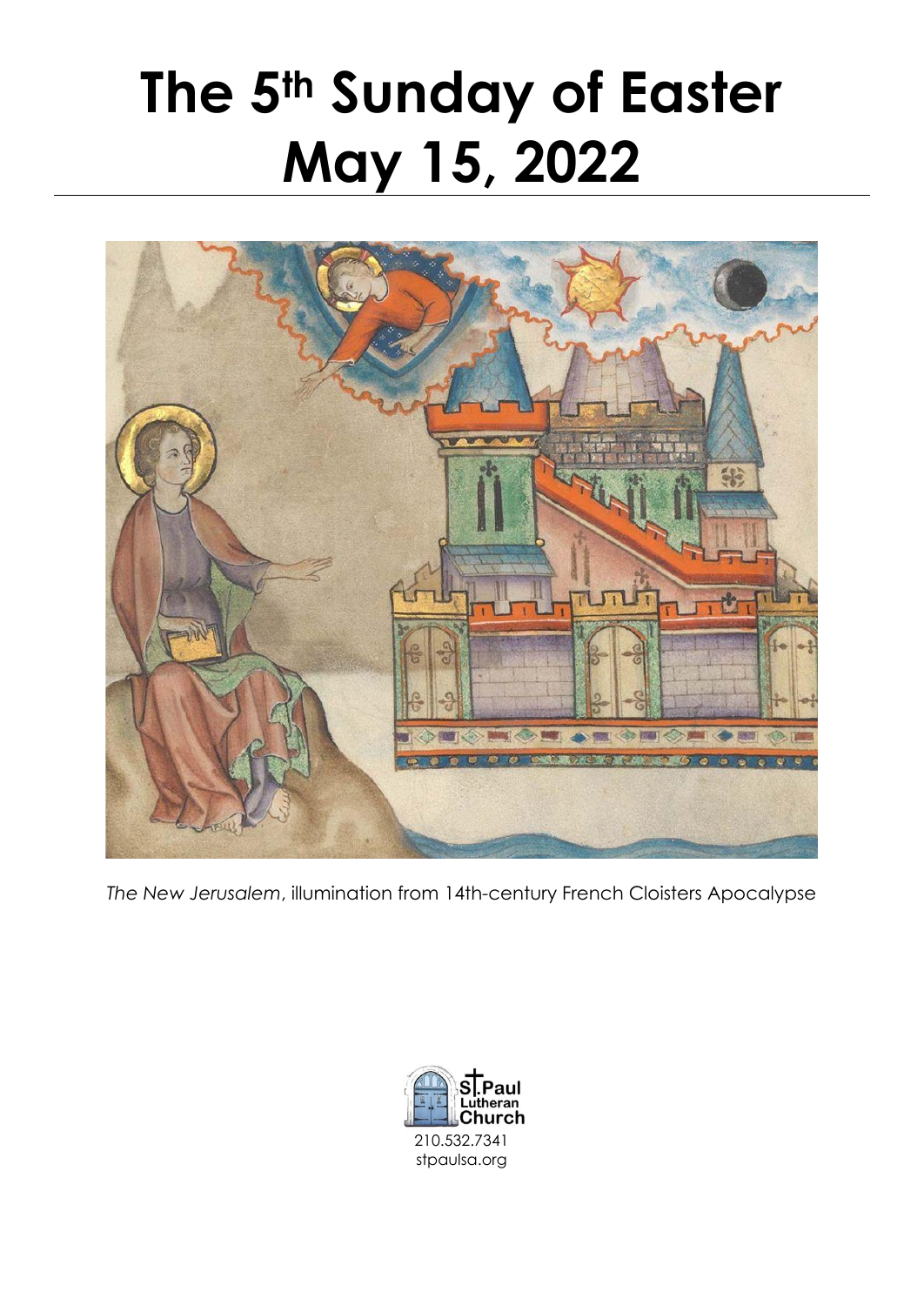# The 5th Sunday of Easter May 15, 2022

*The New Jerusalem*, illumination from 14th-century French Cloisters Apocalypse

St. Paul Lutheran Church

210.532.7341

stpaulsa.org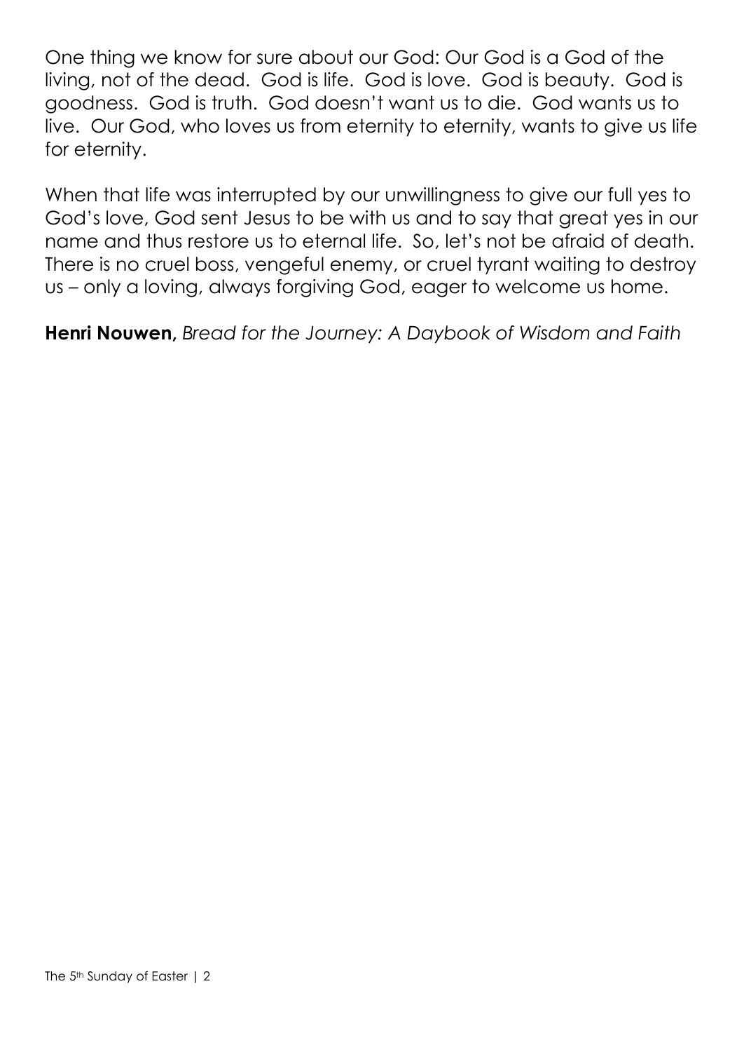One thing we know for sure about our God: Our God is a God of the living, not of the dead. God is life. God is love. God is beauty. God is goodness. God is truth. God doesn't want us to die. God wants us to live. Our God, who loves us from eternity to eternity, wants to give us life for eternity.

When that life was interrupted by our unwillingness to give our full yes to God's love, God sent Jesus to be with us and to say that great yes in our name and thus restore us to eternal life. So, let's not be afraid of death. There is no cruel boss, vengeful enemy, or cruel tyrant waiting to destroy us – only a loving, always forgiving God, eager to welcome us home.

**Henri Nouwen,** *Bread for the Journey: A Daybook of Wisdom and Faith*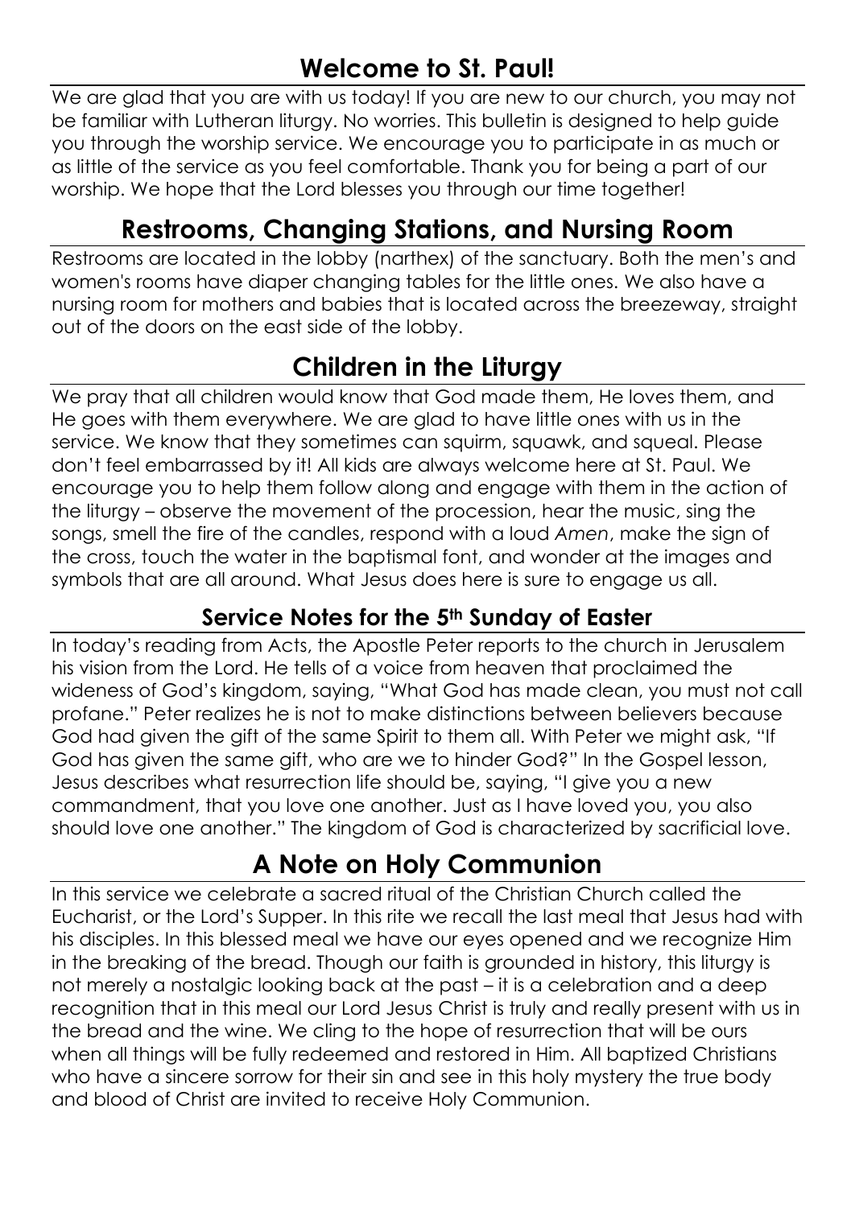## Welcome to St. Paul!

We are glad that you are with us today! If you are new to our church, you may not be familiar with Lutheran liturgy. No worries. This bulletin is designed to help guide you through the worship service. We encourage you to participate in as much or as little of the service as you feel comfortable. Thank you for being a part of our worship. We hope that the Lord blesses you through our time together!

## Restrooms, Changing Stations, and Nursing Room

Restrooms are located in the lobby (narthex) of the sanctuary. Both the men's and women's rooms have diaper changing tables for the little ones. We also have a nursing room for mothers and babies that is located across the breezeway, straight out of the doors on the east side of the lobby.

## Children in the Liturgy

We pray that all children would know that God made them, He loves them, and He goes with them everywhere. We are glad to have little ones with us in the service. We know that they sometimes can squirm, squawk, and squeal. Please don't feel embarrassed by it! All kids are always welcome here at St. Paul. We encourage you to help them follow along and engage with them in the action of the liturgy – observe the movement of the procession, hear the music, sing the songs, smell the fire of the candles, respond with a loud *Amen*, make the sign of the cross, touch the water in the baptismal font, and wonder at the images and symbols that are all around. What Jesus does here is sure to engage us all.

### Service Notes for the 5th Sunday of Easter

In today's reading from Acts, the Apostle Peter reports to the church in Jerusalem his vision from the Lord. He tells of a voice from heaven that proclaimed the wideness of God's kingdom, saying, "What God has made clean, you must not call profane." Peter realizes he is not to make distinctions between believers because God had given the gift of the same Spirit to them all. With Peter we might ask, "If God has given the same gift, who are we to hinder God?" In the Gospel lesson, Jesus describes what resurrection life should be, saying, "I give you a new commandment, that you love one another. Just as I have loved you, you also should love one another." The kingdom of God is characterized by sacrificial love.

## A Note on Holy Communion

In this service we celebrate a sacred ritual of the Christian Church called the Eucharist, or the Lord's Supper. In this rite we recall the last meal that Jesus had with his disciples. In this blessed meal we have our eyes opened and we recognize Him in the breaking of the bread. Though our faith is grounded in history, this liturgy is not merely a nostalgic looking back at the past – it is a celebration and a deep recognition that in this meal our Lord Jesus Christ is truly and really present with us in the bread and the wine. We cling to the hope of resurrection that will be ours when all things will be fully redeemed and restored in Him. All baptized Christians who have a sincere sorrow for their sin and see in this holy mystery the true body and blood of Christ are invited to receive Holy Communion.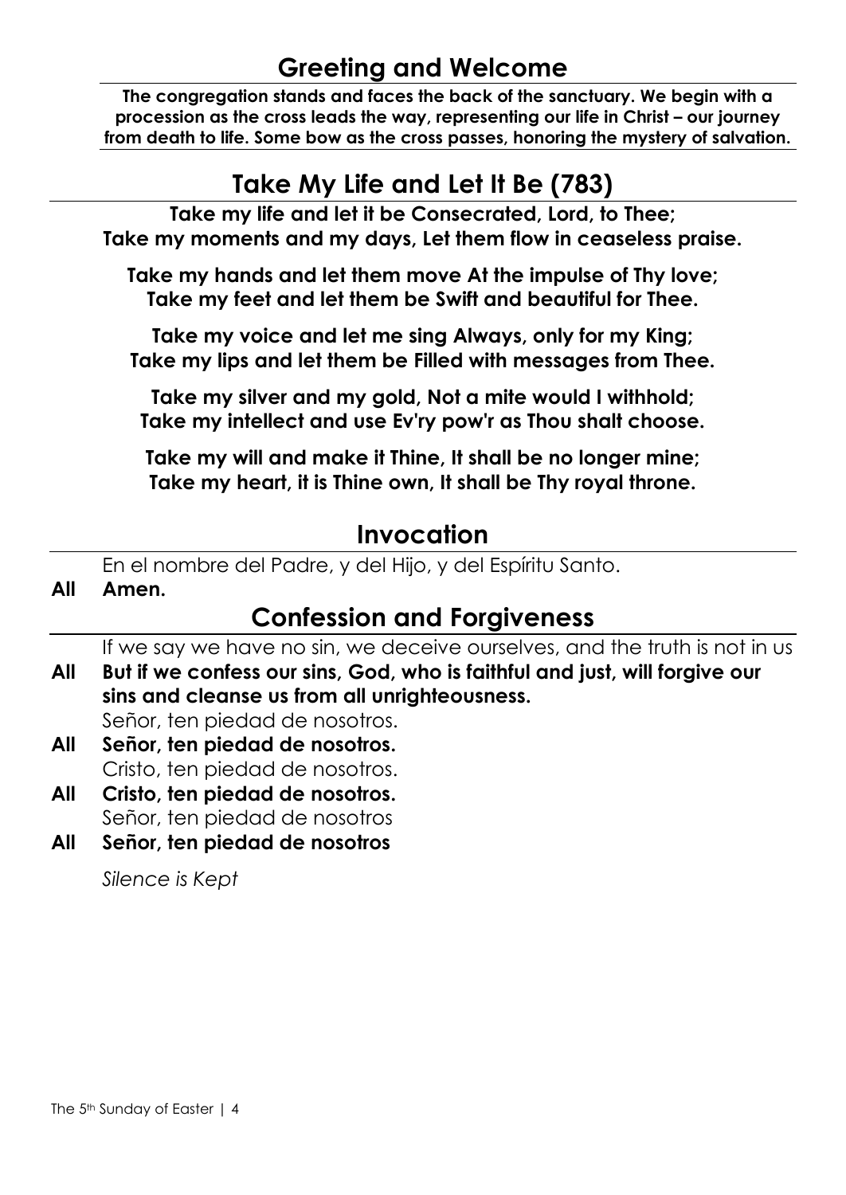## Greeting and Welcome

**The congregation stands and faces the back of the sanctuary. We begin with a procession as the cross leads the way, representing our life in Christ – our journey from death to life. Some bow as the cross passes, honoring the mystery of salvation.**

## Take My Life and Let It Be (783)

**Take my life and let it be Consecrated, Lord, to Thee;
Take my moments and my days, Let them flow in ceaseless praise.**

**Take my hands and let them move At the impulse of Thy love;
Take my feet and let them be Swift and beautiful for Thee.**

**Take my voice and let me sing Always, only for my King;
Take my lips and let them be Filled with messages from Thee.**

**Take my silver and my gold, Not a mite would I withhold;
Take my intellect and use Ev'ry pow'r as Thou shalt choose.**

**Take my will and make it Thine, It shall be no longer mine;
Take my heart, it is Thine own, It shall be Thy royal throne.**

## Invocation

En el nombre del Padre, y del Hijo, y del Espíritu Santo.

**All Amen.**

## Confession and Forgiveness

If we say we have no sin, we deceive ourselves, and the truth is not in us

**All But if we confess our sins, God, who is faithful and just, will forgive our sins and cleanse us from all unrighteousness.**

Señor, ten piedad de nosotros.

**All Señor, ten piedad de nosotros.**

Cristo, ten piedad de nosotros.

**All Cristo, ten piedad de nosotros.**

Señor, ten piedad de nosotros

**All Señor, ten piedad de nosotros**

*Silence is Kept*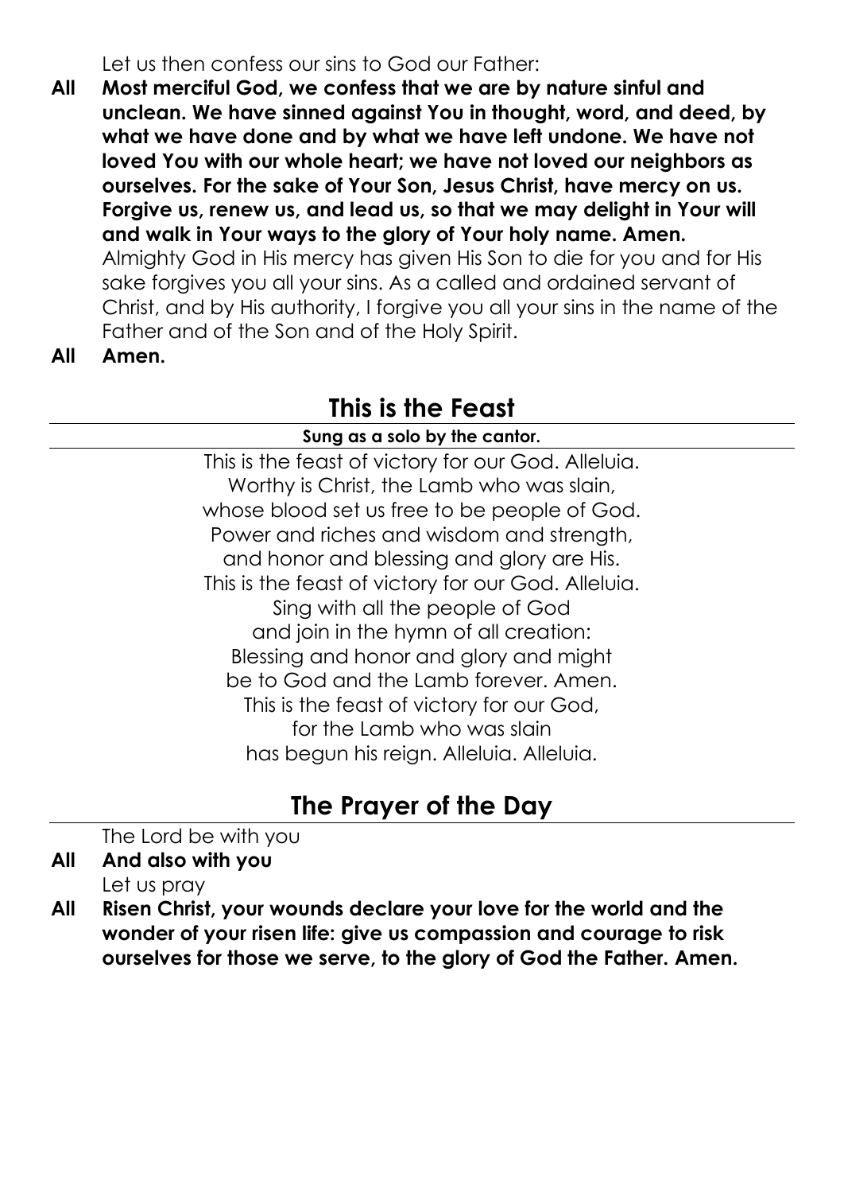Let us then confess our sins to God our Father:

**All** **Most merciful God, we confess that we are by nature sinful and unclean. We have sinned against You in thought, word, and deed, by what we have done and by what we have left undone. We have not loved You with our whole heart; we have not loved our neighbors as ourselves. For the sake of Your Son, Jesus Christ, have mercy on us. Forgive us, renew us, and lead us, so that we may delight in Your will and walk in Your ways to the glory of Your holy name. Amen.**

Almighty God in His mercy has given His Son to die for you and for His sake forgives you all your sins. As a called and ordained servant of Christ, and by His authority, I forgive you all your sins in the name of the Father and of the Son and of the Holy Spirit.

**All** **Amen.**

## This is the Feast

**Sung as a solo by the cantor.**

This is the feast of victory for our God. Alleluia.
Worthy is Christ, the Lamb who was slain,
whose blood set us free to be people of God.
Power and riches and wisdom and strength,
and honor and blessing and glory are His.
This is the feast of victory for our God. Alleluia.
Sing with all the people of God
and join in the hymn of all creation:
Blessing and honor and glory and might
be to God and the Lamb forever. Amen.
This is the feast of victory for our God,
for the Lamb who was slain
has begun his reign. Alleluia. Alleluia.

## The Prayer of the Day

The Lord be with you

**All** **And also with you**

Let us pray

**All** **Risen Christ, your wounds declare your love for the world and the wonder of your risen life: give us compassion and courage to risk ourselves for those we serve, to the glory of God the Father. Amen.**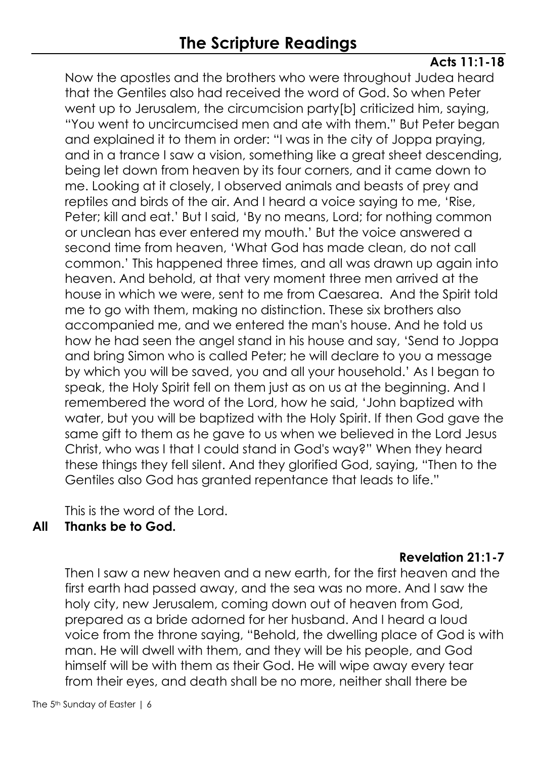# The Scripture Readings

**Acts 11:1-18**

Now the apostles and the brothers who were throughout Judea heard that the Gentiles also had received the word of God. So when Peter went up to Jerusalem, the circumcision party[b] criticized him, saying, “You went to uncircumcised men and ate with them.” But Peter began and explained it to them in order: “I was in the city of Joppa praying, and in a trance I saw a vision, something like a great sheet descending, being let down from heaven by its four corners, and it came down to me. Looking at it closely, I observed animals and beasts of prey and reptiles and birds of the air. And I heard a voice saying to me, ‘Rise, Peter; kill and eat.’ But I said, ‘By no means, Lord; for nothing common or unclean has ever entered my mouth.’ But the voice answered a second time from heaven, ‘What God has made clean, do not call common.’ This happened three times, and all was drawn up again into heaven. And behold, at that very moment three men arrived at the house in which we were, sent to me from Caesarea. And the Spirit told me to go with them, making no distinction. These six brothers also accompanied me, and we entered the man's house. And he told us how he had seen the angel stand in his house and say, ‘Send to Joppa and bring Simon who is called Peter; he will declare to you a message by which you will be saved, you and all your household.’ As I began to speak, the Holy Spirit fell on them just as on us at the beginning. And I remembered the word of the Lord, how he said, ‘John baptized with water, but you will be baptized with the Holy Spirit. If then God gave the same gift to them as he gave to us when we believed in the Lord Jesus Christ, who was I that I could stand in God's way?” When they heard these things they fell silent. And they glorified God, saying, “Then to the Gentiles also God has granted repentance that leads to life.”

This is the word of the Lord.

**All Thanks be to God.**

**Revelation 21:1-7**

Then I saw a new heaven and a new earth, for the first heaven and the first earth had passed away, and the sea was no more. And I saw the holy city, new Jerusalem, coming down out of heaven from God, prepared as a bride adorned for her husband. And I heard a loud voice from the throne saying, “Behold, the dwelling place of God is with man. He will dwell with them, and they will be his people, and God himself will be with them as their God. He will wipe away every tear from their eyes, and death shall be no more, neither shall there be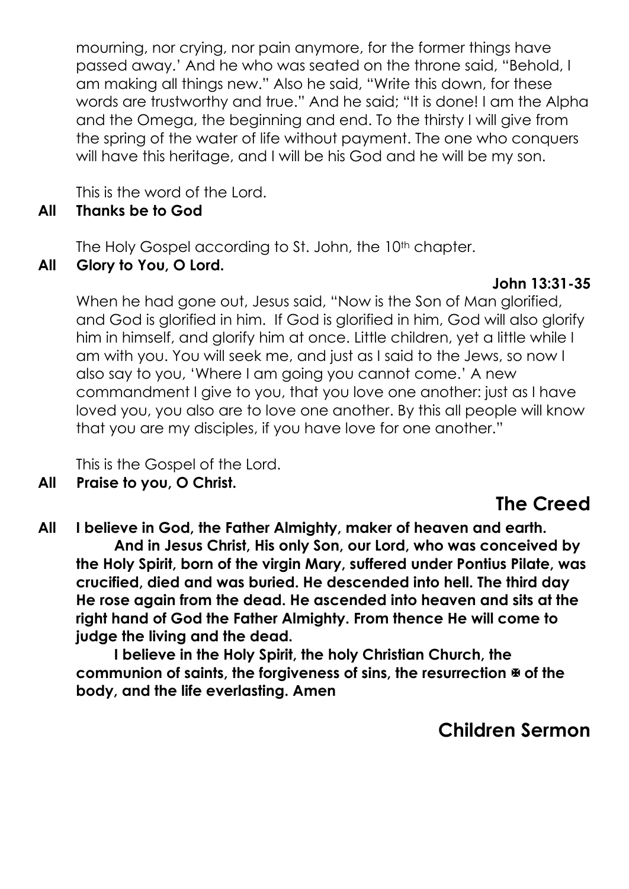mourning, nor crying, nor pain anymore, for the former things have passed away.' And he who was seated on the throne said, "Behold, I am making all things new." Also he said, "Write this down, for these words are trustworthy and true." And he said; "It is done! I am the Alpha and the Omega, the beginning and end. To the thirsty I will give from the spring of the water of life without payment. The one who conquers will have this heritage, and I will be his God and he will be my son.

This is the word of the Lord.

**All Thanks be to God**

The Holy Gospel according to St. John, the 10th chapter.

**All Glory to You, O Lord.**

**John 13:31-35**

When he had gone out, Jesus said, "Now is the Son of Man glorified, and God is glorified in him. If God is glorified in him, God will also glorify him in himself, and glorify him at once. Little children, yet a little while I am with you. You will seek me, and just as I said to the Jews, so now I also say to you, 'Where I am going you cannot come.' A new commandment I give to you, that you love one another: just as I have loved you, you also are to love one another. By this all people will know that you are my disciples, if you have love for one another."

This is the Gospel of the Lord.

**All Praise to you, O Christ.**

## The Creed

**All I believe in God, the Father Almighty, maker of heaven and earth.**

**And in Jesus Christ, His only Son, our Lord, who was conceived by the Holy Spirit, born of the virgin Mary, suffered under Pontius Pilate, was crucified, died and was buried. He descended into hell. The third day He rose again from the dead. He ascended into heaven and sits at the right hand of God the Father Almighty. From thence He will come to judge the living and the dead.**

**I believe in the Holy Spirit, the holy Christian Church, the communion of saints, the forgiveness of sins, the resurrection ✠ of the body, and the life everlasting. Amen**

## Children Sermon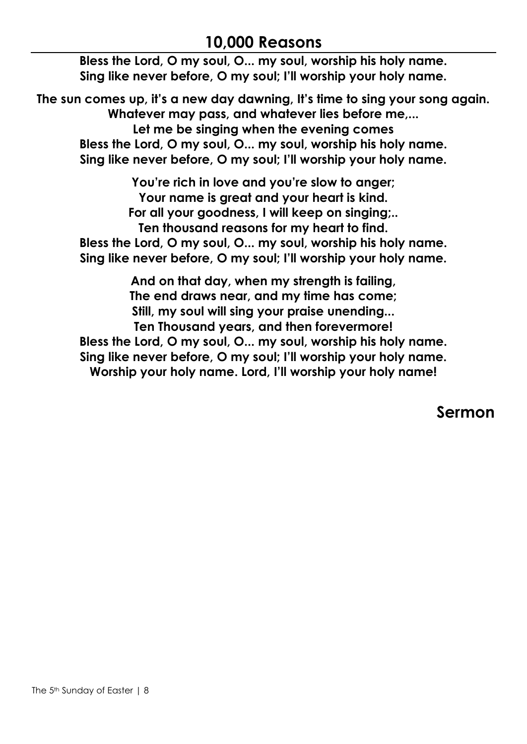## 10,000 Reasons

**Bless the Lord, O my soul, O... my soul, worship his holy name.**
**Sing like never before, O my soul; I'll worship your holy name.**

**The sun comes up, it's a new day dawning, It's time to sing your song again.**
**Whatever may pass, and whatever lies before me,...**
**Let me be singing when the evening comes**
**Bless the Lord, O my soul, O... my soul, worship his holy name.**
**Sing like never before, O my soul; I'll worship your holy name.**

**You're rich in love and you're slow to anger;**
**Your name is great and your heart is kind.**
**For all your goodness, I will keep on singing;..**
**Ten thousand reasons for my heart to find.**
**Bless the Lord, O my soul, O... my soul, worship his holy name.**
**Sing like never before, O my soul; I'll worship your holy name.**

**And on that day, when my strength is failing,**
**The end draws near, and my time has come;**
**Still, my soul will sing your praise unending...**
**Ten Thousand years, and then forevermore!**
**Bless the Lord, O my soul, O... my soul, worship his holy name.**
**Sing like never before, O my soul; I'll worship your holy name.**
**Worship your holy name. Lord, I'll worship your holy name!**

## Sermon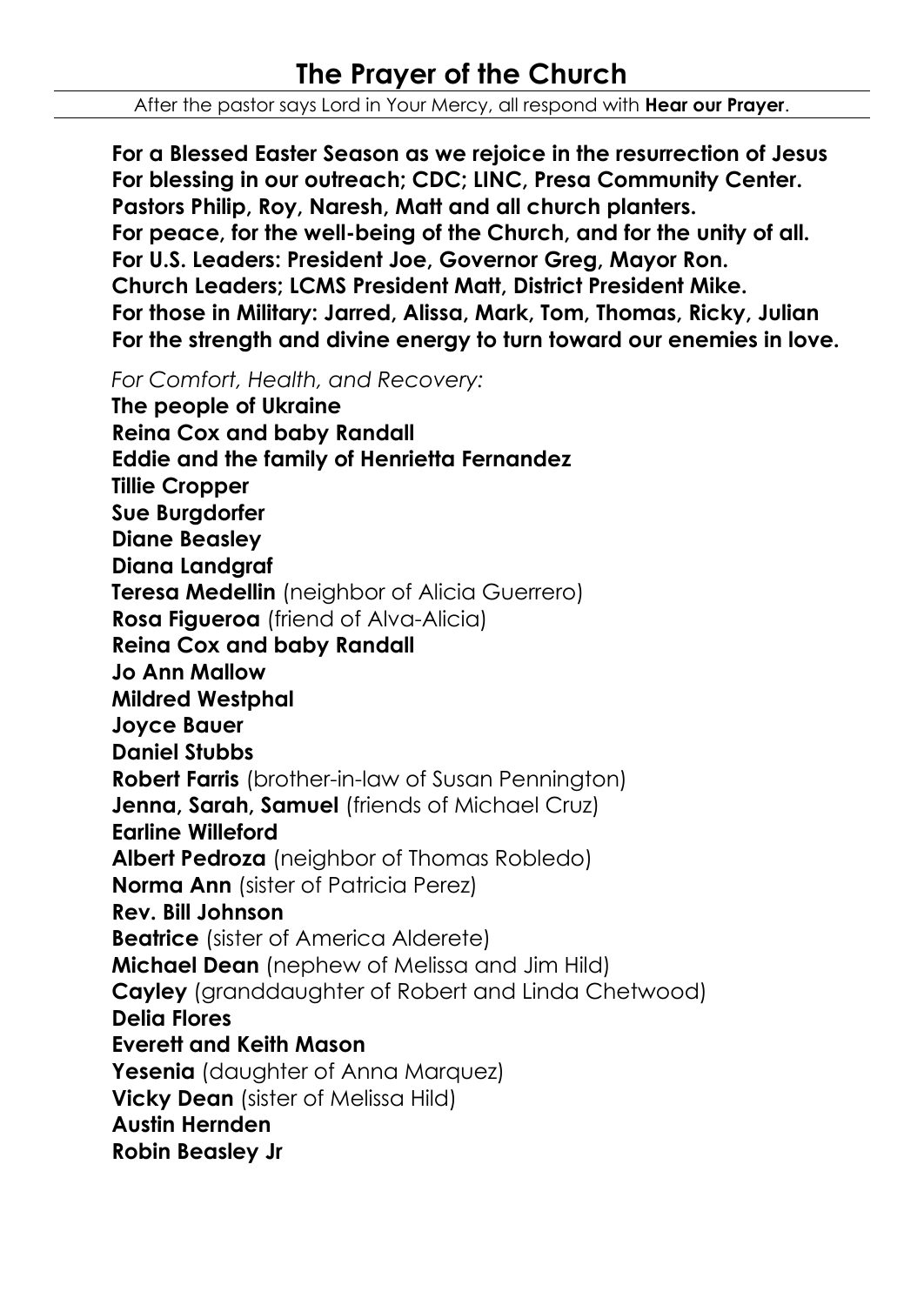# The Prayer of the Church

After the pastor says Lord in Your Mercy, all respond with **Hear our Prayer**.

**For a Blessed Easter Season as we rejoice in the resurrection of Jesus**
**For blessing in our outreach; CDC; LINC, Presa Community Center.**
**Pastors Philip, Roy, Naresh, Matt and all church planters.**
**For peace, for the well-being of the Church, and for the unity of all.**
**For U.S. Leaders: President Joe, Governor Greg, Mayor Ron.**
**Church Leaders; LCMS President Matt, District President Mike.**
**For those in Military: Jarred, Alissa, Mark, Tom, Thomas, Ricky, Julian**
**For the strength and divine energy to turn toward our enemies in love.**

*For Comfort, Health, and Recovery:*

**The people of Ukraine**
**Reina Cox and baby Randall**
**Eddie and the family of Henrietta Fernandez**
**Tillie Cropper**
**Sue Burgdorfer**
**Diane Beasley**
**Diana Landgraf**
**Teresa Medellin** (neighbor of Alicia Guerrero)
**Rosa Figueroa** (friend of Alva-Alicia)
**Reina Cox and baby Randall**
**Jo Ann Mallow**
**Mildred Westphal**
**Joyce Bauer**
**Daniel Stubbs**
**Robert Farris** (brother-in-law of Susan Pennington)
**Jenna, Sarah, Samuel** (friends of Michael Cruz)
**Earline Willeford**
**Albert Pedroza** (neighbor of Thomas Robledo)
**Norma Ann** (sister of Patricia Perez)
**Rev. Bill Johnson**
**Beatrice** (sister of America Alderete)
**Michael Dean** (nephew of Melissa and Jim Hild)
**Cayley** (granddaughter of Robert and Linda Chetwood)
**Delia Flores**
**Everett and Keith Mason**
**Yesenia** (daughter of Anna Marquez)
**Vicky Dean** (sister of Melissa Hild)
**Austin Hernden**
**Robin Beasley Jr**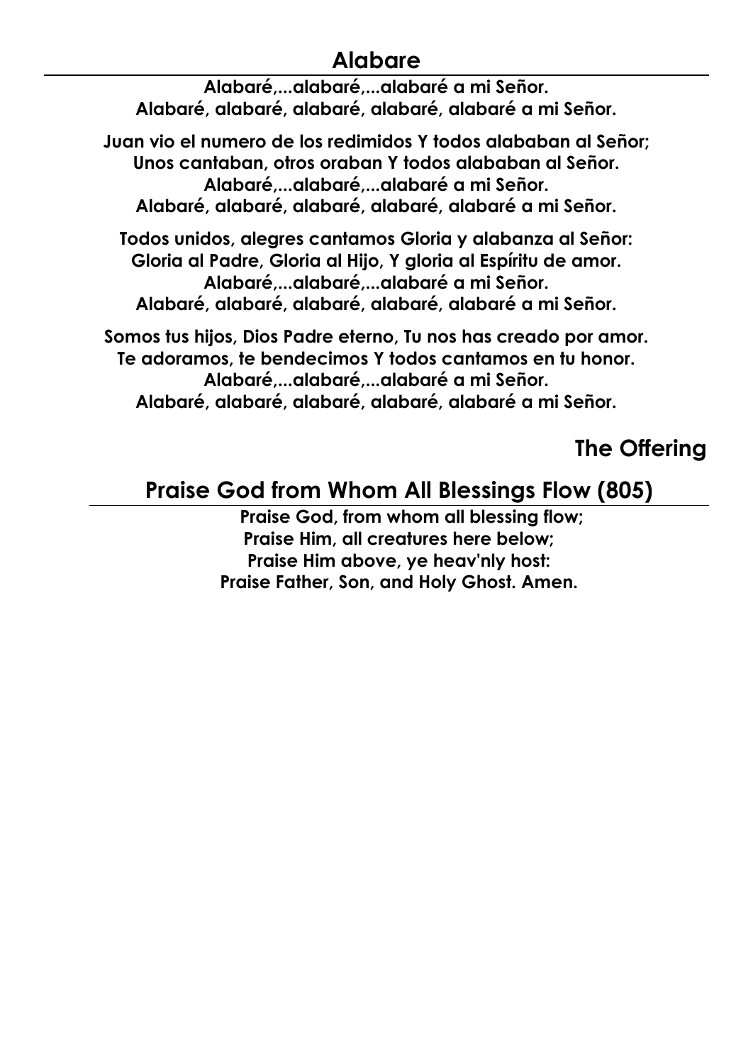## Alabare

**Alabaré,...alabaré,...alabaré a mi Señor.**
**Alabaré, alabaré, alabaré, alabaré, alabaré a mi Señor.**

**Juan vio el numero de los redimidos Y todos alababan al Señor;**
**Unos cantaban, otros oraban Y todos alababan al Señor.**
**Alabaré,...alabaré,...alabaré a mi Señor.**
**Alabaré, alabaré, alabaré, alabaré, alabaré a mi Señor.**

**Todos unidos, alegres cantamos Gloria y alabanza al Señor:**
**Gloria al Padre, Gloria al Hijo, Y gloria al Espíritu de amor.**
**Alabaré,...alabaré,...alabaré a mi Señor.**
**Alabaré, alabaré, alabaré, alabaré, alabaré a mi Señor.**

**Somos tus hijos, Dios Padre eterno, Tu nos has creado por amor.**
**Te adoramos, te bendecimos Y todos cantamos en tu honor.**
**Alabaré,...alabaré,...alabaré a mi Señor.**
**Alabaré, alabaré, alabaré, alabaré, alabaré a mi Señor.**

### The Offering

## Praise God from Whom All Blessings Flow (805)

**Praise God, from whom all blessing flow;**
**Praise Him, all creatures here below;**
**Praise Him above, ye heav'nly host:**
**Praise Father, Son, and Holy Ghost. Amen.**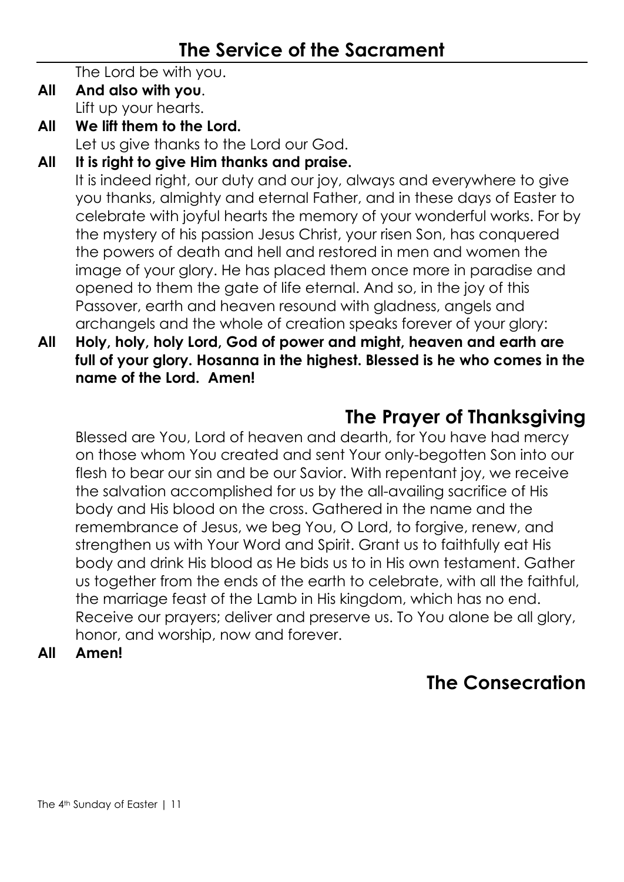## The Service of the Sacrament

The Lord be with you.

**All** **And also with you**.

Lift up your hearts.

**All** **We lift them to the Lord.**

Let us give thanks to the Lord our God.

**All** **It is right to give Him thanks and praise.**

It is indeed right, our duty and our joy, always and everywhere to give you thanks, almighty and eternal Father, and in these days of Easter to celebrate with joyful hearts the memory of your wonderful works. For by the mystery of his passion Jesus Christ, your risen Son, has conquered the powers of death and hell and restored in men and women the image of your glory. He has placed them once more in paradise and opened to them the gate of life eternal. And so, in the joy of this Passover, earth and heaven resound with gladness, angels and archangels and the whole of creation speaks forever of your glory:

**All** **Holy, holy, holy Lord, God of power and might, heaven and earth are full of your glory. Hosanna in the highest. Blessed is he who comes in the name of the Lord. Amen!**

## The Prayer of Thanksgiving

Blessed are You, Lord of heaven and dearth, for You have had mercy on those whom You created and sent Your only-begotten Son into our flesh to bear our sin and be our Savior. With repentant joy, we receive the salvation accomplished for us by the all-availing sacrifice of His body and His blood on the cross. Gathered in the name and the remembrance of Jesus, we beg You, O Lord, to forgive, renew, and strengthen us with Your Word and Spirit. Grant us to faithfully eat His body and drink His blood as He bids us to in His own testament. Gather us together from the ends of the earth to celebrate, with all the faithful, the marriage feast of the Lamb in His kingdom, which has no end. Receive our prayers; deliver and preserve us. To You alone be all glory, honor, and worship, now and forever.

**All** **Amen!**

## The Consecration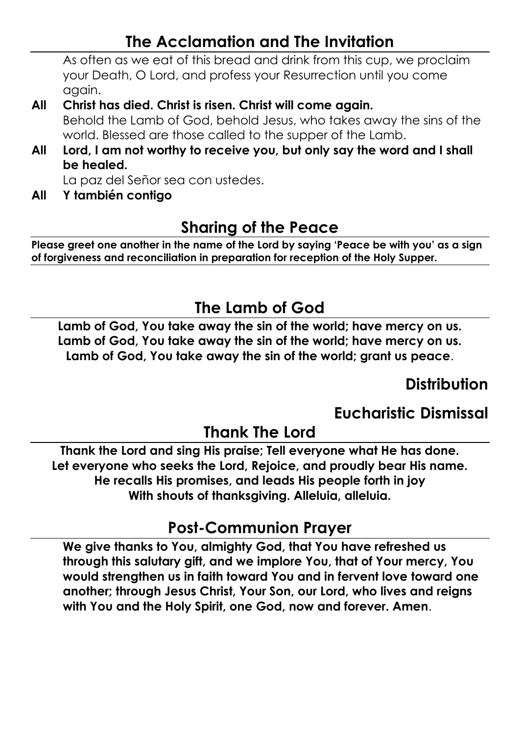## The Acclamation and The Invitation

As often as we eat of this bread and drink from this cup, we proclaim your Death, O Lord, and profess your Resurrection until you come again.

**All Christ has died. Christ is risen. Christ will come again.**

Behold the Lamb of God, behold Jesus, who takes away the sins of the world. Blessed are those called to the supper of the Lamb.

**All Lord, I am not worthy to receive you, but only say the word and I shall be healed.**

La paz del Señor sea con ustedes.

**All Y también contigo**

## Sharing of the Peace

**Please greet one another in the name of the Lord by saying 'Peace be with you' as a sign of forgiveness and reconciliation in preparation for reception of the Holy Supper.**

## The Lamb of God

**Lamb of God, You take away the sin of the world; have mercy on us.**
**Lamb of God, You take away the sin of the world; have mercy on us.**
**Lamb of God, You take away the sin of the world; grant us peace**.

## Distribution

## Eucharistic Dismissal

## Thank The Lord

**Thank the Lord and sing His praise; Tell everyone what He has done.**
**Let everyone who seeks the Lord, Rejoice, and proudly bear His name.**
**He recalls His promises, and leads His people forth in joy**
**With shouts of thanksgiving. Alleluia, alleluia.**

## Post-Communion Prayer

**We give thanks to You, almighty God, that You have refreshed us through this salutary gift, and we implore You, that of Your mercy, You would strengthen us in faith toward You and in fervent love toward one another; through Jesus Christ, Your Son, our Lord, who lives and reigns with You and the Holy Spirit, one God, now and forever. Amen**.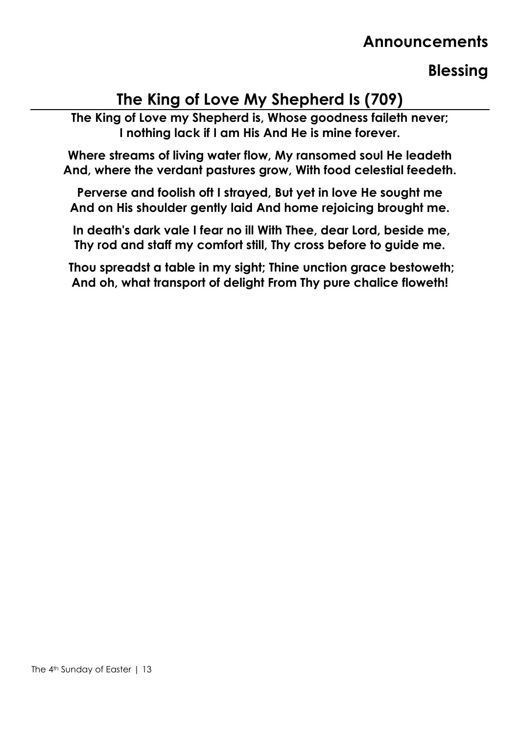## Announcements

## Blessing

## The King of Love My Shepherd Is (709)

**The King of Love my Shepherd is, Whose goodness faileth never;**
**I nothing lack if I am His And He is mine forever.**

**Where streams of living water flow, My ransomed soul He leadeth**
**And, where the verdant pastures grow, With food celestial feedeth.**

**Perverse and foolish oft I strayed, But yet in love He sought me**
**And on His shoulder gently laid And home rejoicing brought me.**

**In death's dark vale I fear no ill With Thee, dear Lord, beside me,**
**Thy rod and staff my comfort still, Thy cross before to guide me.**

**Thou spreadst a table in my sight; Thine unction grace bestoweth;**
**And oh, what transport of delight From Thy pure chalice floweth!**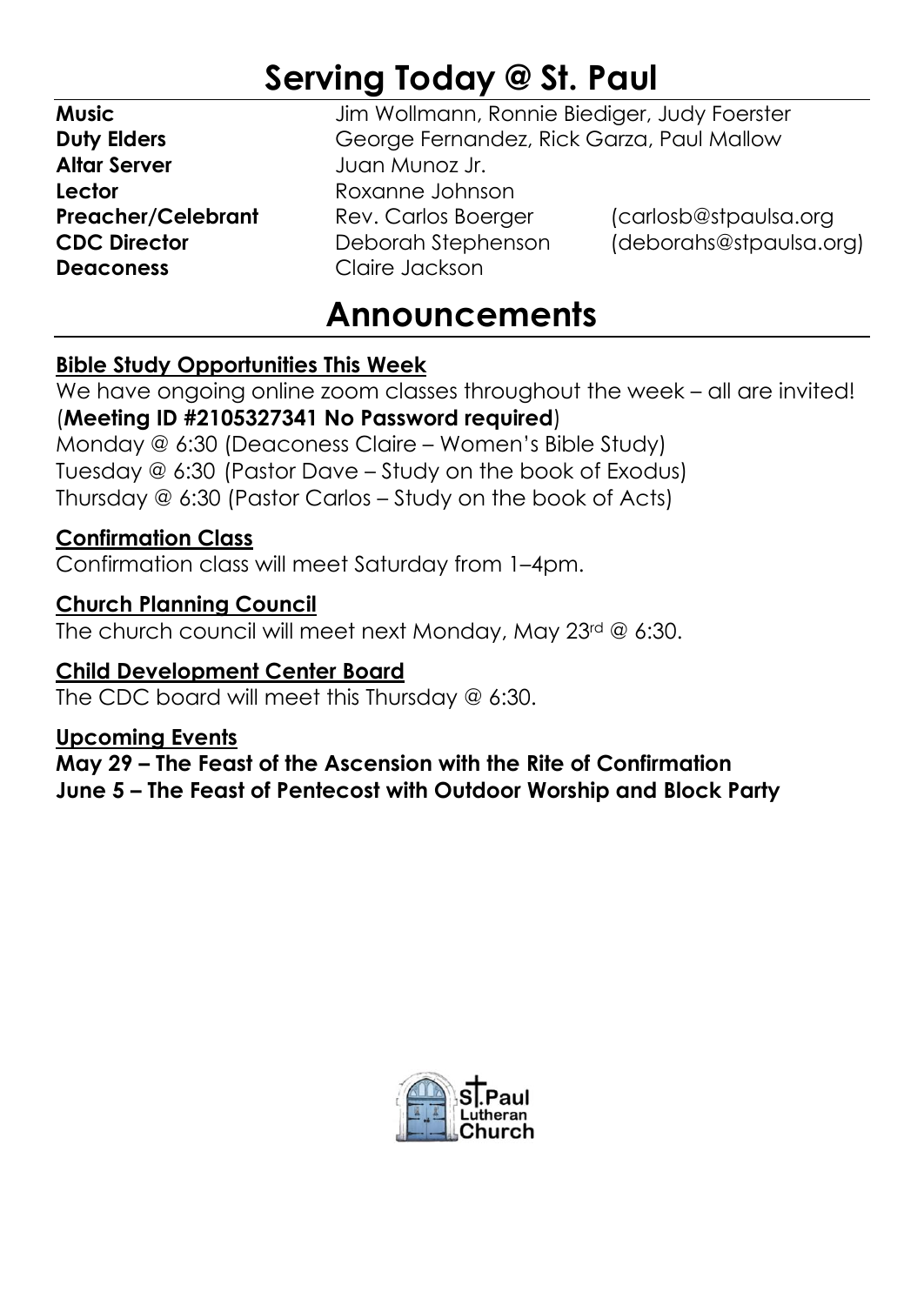# Serving Today @ St. Paul

| | | |
|---|---|---|
| **Music** | Jim Wollmann, Ronnie Biediger, Judy Foerster | |
| **Duty Elders** | George Fernandez, Rick Garza, Paul Mallow | |
| **Altar Server** | Juan Munoz Jr. | |
| **Lector** | Roxanne Johnson | |
| **Preacher/Celebrant** | Rev. Carlos Boerger | (carlosb@stpaulsa.org |
| **CDC Director** | Deborah Stephenson | (deborahs@stpaulsa.org) |
| **Deaconess** | Claire Jackson | |

# Announcements

**Bible Study Opportunities This Week**

We have ongoing online zoom classes throughout the week – all are invited!
(**Meeting ID #2105327341 No Password required**)
Monday @ 6:30 (Deaconess Claire – Women's Bible Study)
Tuesday @ 6:30 (Pastor Dave – Study on the book of Exodus)
Thursday @ 6:30 (Pastor Carlos – Study on the book of Acts)

**Confirmation Class**

Confirmation class will meet Saturday from 1–4pm.

**Church Planning Council**

The church council will meet next Monday, May 23rd @ 6:30.

**Child Development Center Board**

The CDC board will meet this Thursday @ 6:30.

**Upcoming Events**

**May 29 – The Feast of the Ascension with the Rite of Confirmation**
**June 5 – The Feast of Pentecost with Outdoor Worship and Block Party**

St. Paul Lutheran Church